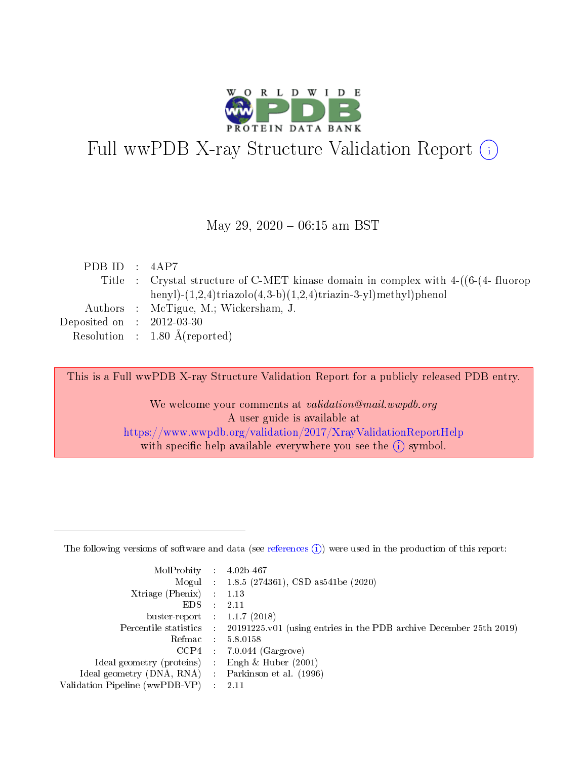# Full wwPDB X-ray Structure Validation Report (i)

May 29, 2020 – 06:15 am BST

| | | |
|---|---|---|
| PDB ID | : | 4AP7 |
| Title | : | Crystal structure of C-MET kinase domain in complex with 4-((6-(4- fluorop henyl)-(1,2,4)triazolo(4,3-b)(1,2,4)triazin-3-yl)methyl)phenol |
| Authors | : | McTigue, M.; Wickersham, J. |
| Deposited on | : | 2012-03-30 |
| Resolution | : | 1.80 Å(reported) |

This is a Full wwPDB X-ray Structure Validation Report for a publicly released PDB entry.

We welcome your comments at *validation@mail.wwpdb.org*
A user guide is available at
https://www.wwpdb.org/validation/2017/XrayValidationReportHelp
with specific help available everywhere you see the (i) symbol.

The following versions of software and data (see references (i)) were used in the production of this report:

| | | |
|---|---|---|
| MolProbity | : | 4.02b-467 |
| Mogul | : | 1.8.5 (274361), CSD as541be (2020) |
| Xtriage (Phenix) | : | 1.13 |
| EDS | : | 2.11 |
| buster-report | : | 1.1.7 (2018) |
| Percentile statistics | : | 20191225.v01 (using entries in the PDB archive December 25th 2019) |
| Refmac | : | 5.8.0158 |
| CCP4 | : | 7.0.044 (Gargrove) |
| Ideal geometry (proteins) | : | Engh & Huber (2001) |
| Ideal geometry (DNA, RNA) | : | Parkinson et al. (1996) |
| Validation Pipeline (wwPDB-VP) | : | 2.11 |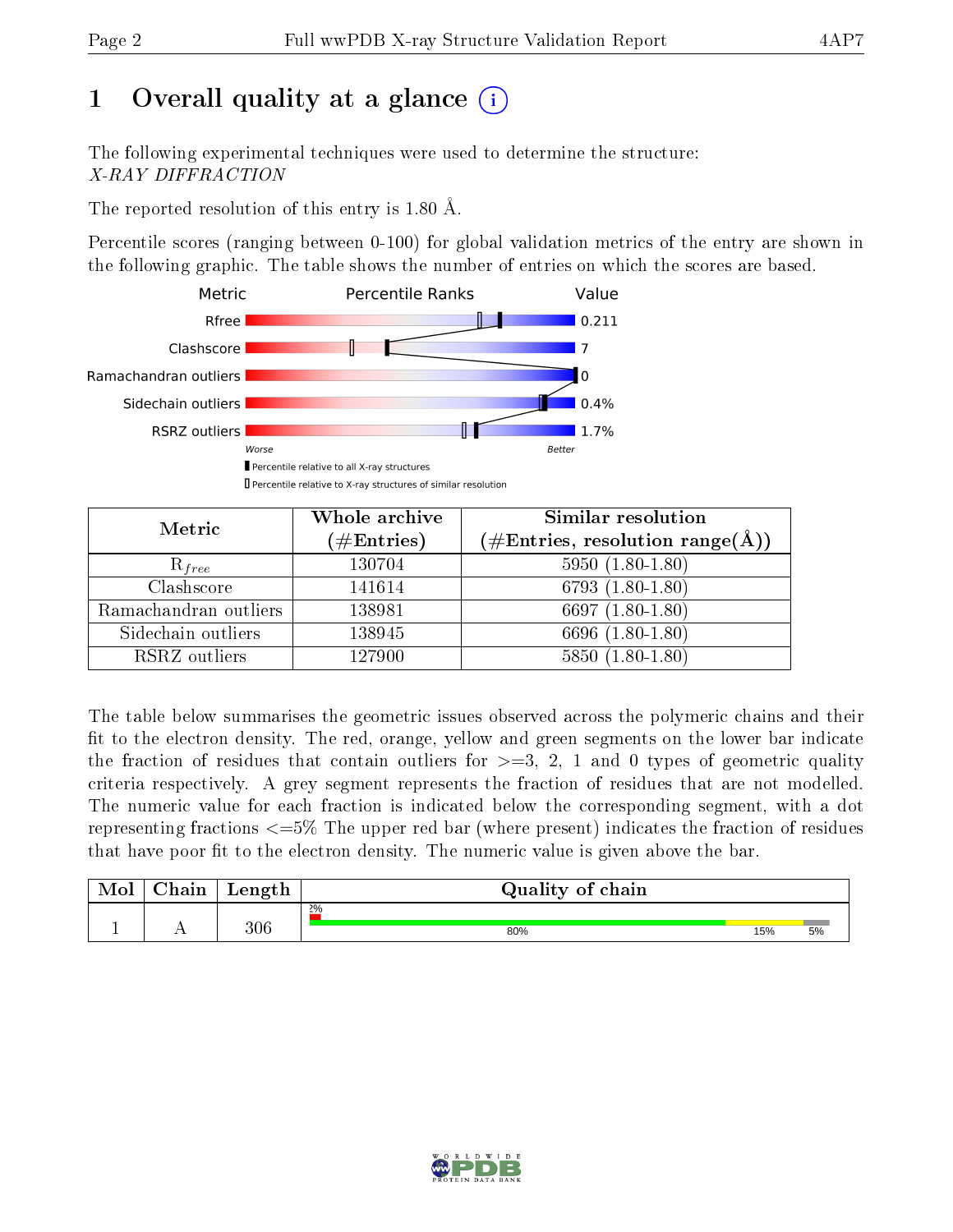# 1 Overall quality at a glance (i)

The following experimental techniques were used to determine the structure:
*X-RAY DIFFRACTION*

The reported resolution of this entry is 1.80 Å.

Percentile scores (ranging between 0-100) for global validation metrics of the entry are shown in the following graphic. The table shows the number of entries on which the scores are based.

| Metric | Value |
|---|---|
| Rfree | 0.211 |
| Clashscore | 7 |
| Ramachandran outliers | 0 |
| Sidechain outliers | 0.4% |
| RSRZ outliers | 1.7% |

| Metric | Whole archive (#Entries) | Similar resolution (#Entries, resolution range(Å)) |
|---|---|---|
| $R_{free}$ | 130704 | 5950 (1.80-1.80) |
| Clashscore | 141614 | 6793 (1.80-1.80) |
| Ramachandran outliers | 138981 | 6697 (1.80-1.80) |
| Sidechain outliers | 138945 | 6696 (1.80-1.80) |
| RSRZ outliers | 127900 | 5850 (1.80-1.80) |

The table below summarises the geometric issues observed across the polymeric chains and their fit to the electron density. The red, orange, yellow and green segments on the lower bar indicate the fraction of residues that contain outliers for >=3, 2, 1 and 0 types of geometric quality criteria respectively. A grey segment represents the fraction of residues that are not modelled. The numeric value for each fraction is indicated below the corresponding segment, with a dot representing fractions <=5% The upper red bar (where present) indicates the fraction of residues that have poor fit to the electron density. The numeric value is given above the bar.

| Mol | Chain | Length | Quality of chain |
|---|---|---|---|
| 1 | A | 306 | 2% / 80% / 15% / 5% |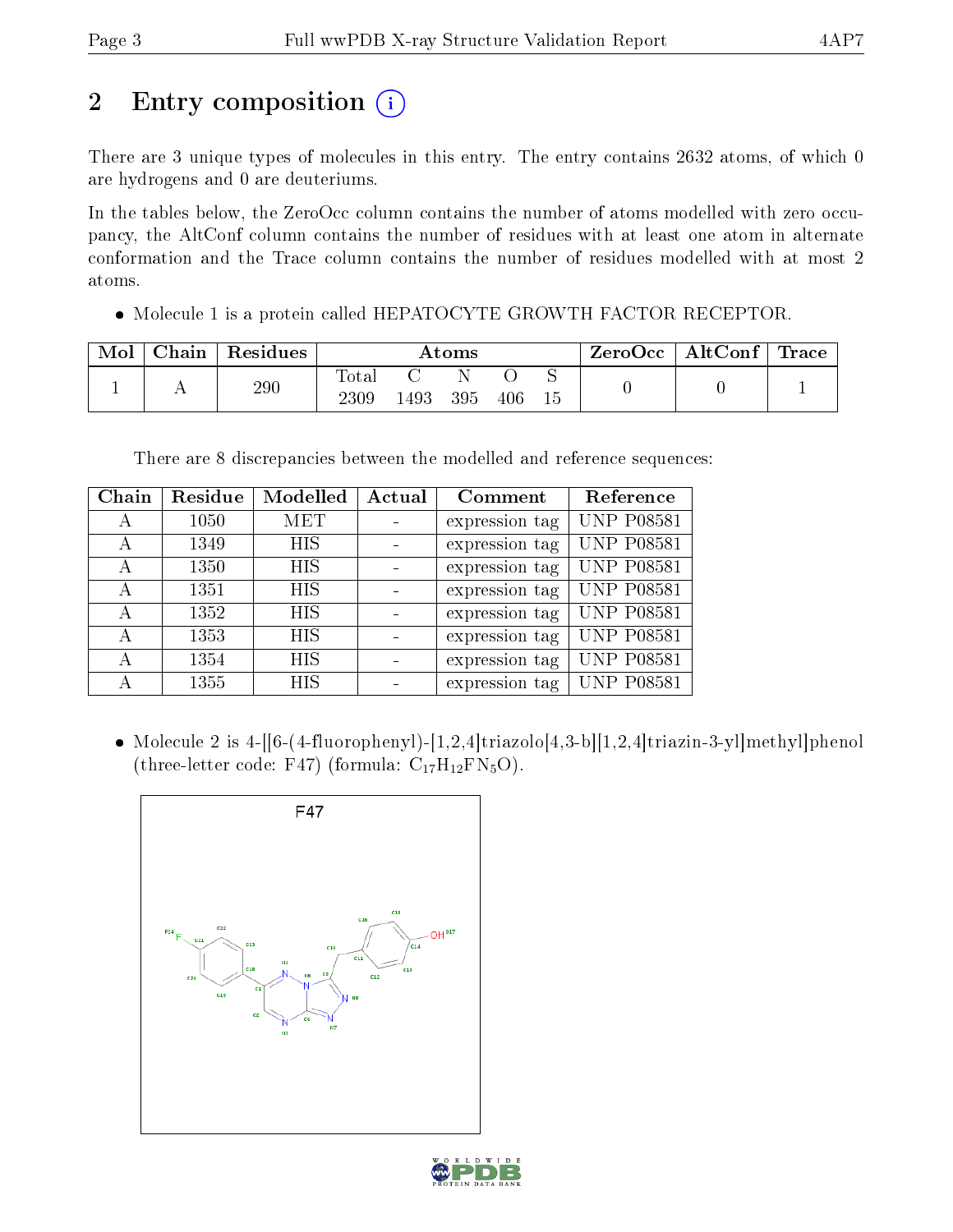# 2 Entry composition

There are 3 unique types of molecules in this entry. The entry contains 2632 atoms, of which 0 are hydrogens and 0 are deuteriums.

In the tables below, the ZeroOcc column contains the number of atoms modelled with zero occupancy, the AltConf column contains the number of residues with at least one atom in alternate conformation and the Trace column contains the number of residues modelled with at most 2 atoms.

- Molecule 1 is a protein called HEPATOCYTE GROWTH FACTOR RECEPTOR.

| Mol | Chain | Residues | Atoms | | | | | ZeroOcc | AltConf | Trace |
|---|---|---|---|---|---|---|---|---|---|---|
| | | | Total | C | N | O | S | | | |
| 1 | A | 290 | 2309 | 1493 | 395 | 406 | 15 | 0 | 0 | 1 |

There are 8 discrepancies between the modelled and reference sequences:

| Chain | Residue | Modelled | Actual | Comment | Reference |
|---|---|---|---|---|---|
| A | 1050 | MET | - | expression tag | UNP P08581 |
| A | 1349 | HIS | - | expression tag | UNP P08581 |
| A | 1350 | HIS | - | expression tag | UNP P08581 |
| A | 1351 | HIS | - | expression tag | UNP P08581 |
| A | 1352 | HIS | - | expression tag | UNP P08581 |
| A | 1353 | HIS | - | expression tag | UNP P08581 |
| A | 1354 | HIS | - | expression tag | UNP P08581 |
| A | 1355 | HIS | - | expression tag | UNP P08581 |

- Molecule 2 is 4-[[6-(4-fluorophenyl)-[1,2,4]triazolo[4,3-b][1,2,4]triazin-3-yl]methyl]phenol (three-letter code: F47) (formula: $C_{17}H_{12}FN_5O$).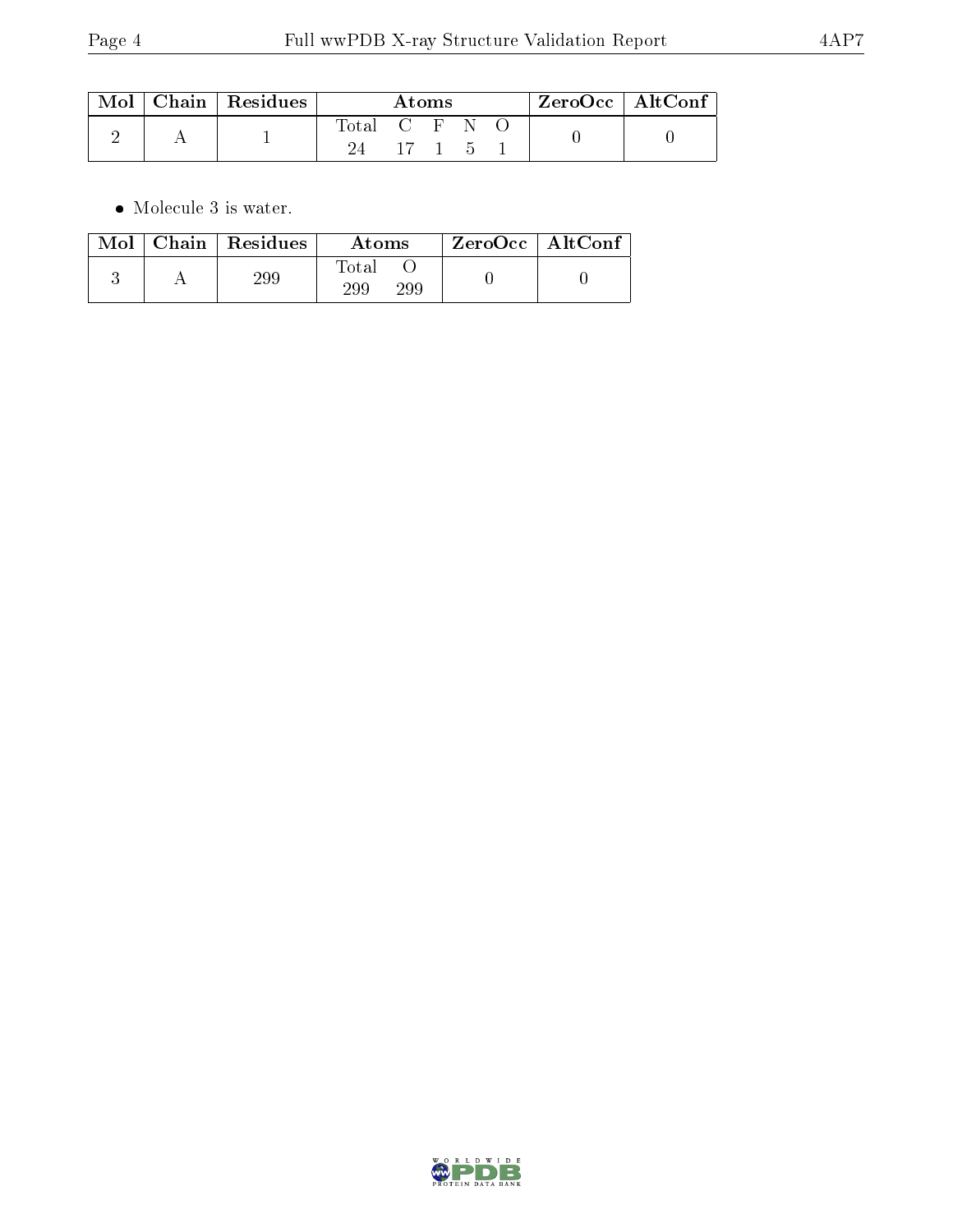| Mol | Chain | Residues | Atoms | | | | | ZeroOcc | AltConf |
|---|---|---|---|---|---|---|---|---|---|
| 2 | A | 1 | Total | C | F | N | O | 0 | 0 |
| | | | 24 | 17 | 1 | 5 | 1 | | |

- Molecule 3 is water.

| Mol | Chain | Residues | Atoms | | ZeroOcc | AltConf |
|---|---|---|---|---|---|---|
| 3 | A | 299 | Total | O | 0 | 0 |
| | | | 299 | 299 | | |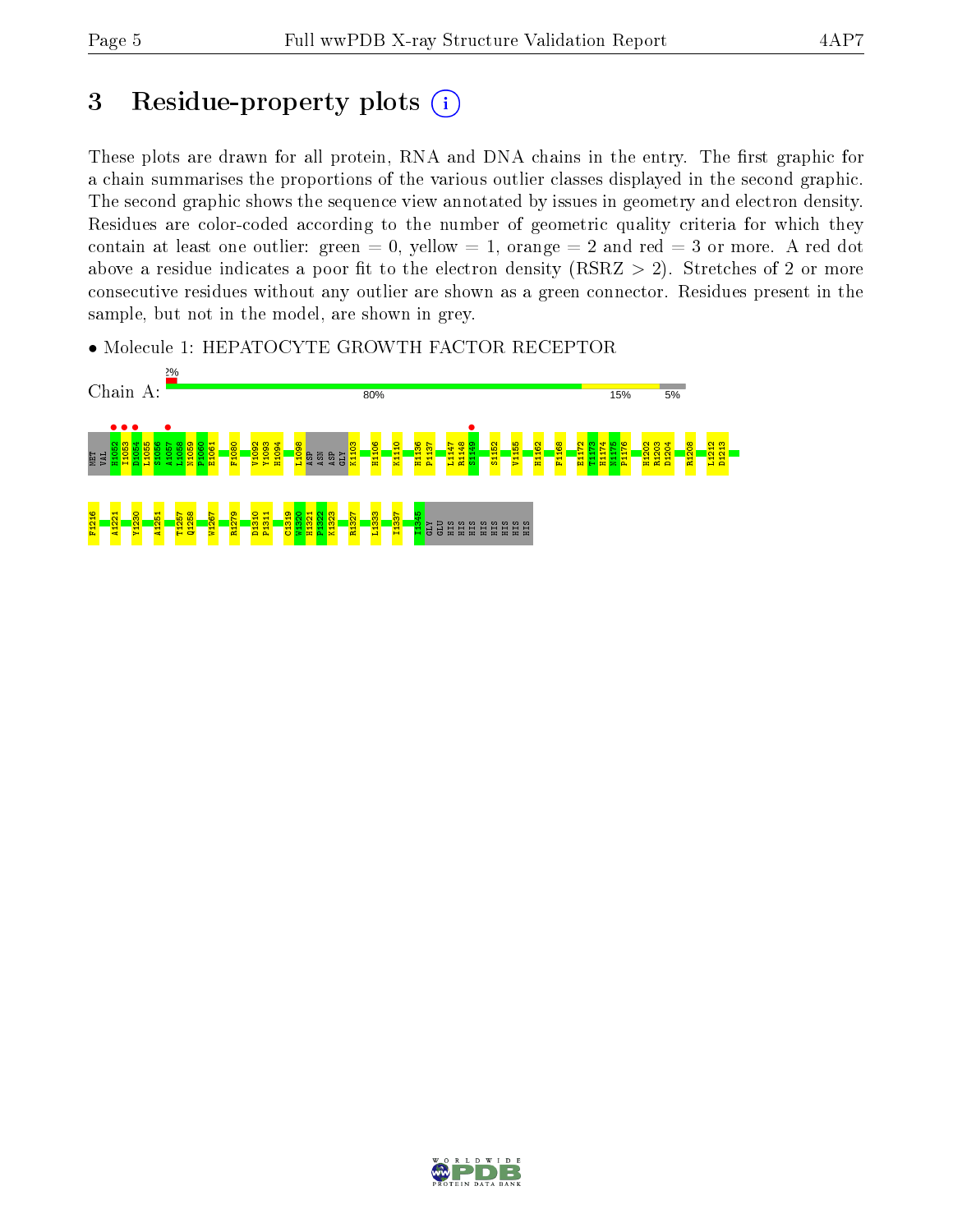# 3 Residue-property plots

These plots are drawn for all protein, RNA and DNA chains in the entry. The first graphic for a chain summarises the proportions of the various outlier classes displayed in the second graphic. The second graphic shows the sequence view annotated by issues in geometry and electron density. Residues are color-coded according to the number of geometric quality criteria for which they contain at least one outlier: green = 0, yellow = 1, orange = 2 and red = 3 or more. A red dot above a residue indicates a poor fit to the electron density (RSRZ > 2). Stretches of 2 or more consecutive residues without any outlier are shown as a green connector. Residues present in the sample, but not in the model, are shown in grey.

- Molecule 1: HEPATOCYTE GROWTH FACTOR RECEPTOR

Chain A: 2% | 80% | 15% | 5%

MET VAL H1052 I1053 D1054 L1055 S1056 A1057 L1058 N1059 P1060 E1061 F1080 V1092 Y1093 H1094 L1098 ASP ASN ASP GLY K1103 H1106 K1110 H1136 P1137 L1147 R1148 S1149 S1152 V1155 H1162 F1168 E1172 T1173 H1174 N1175 P1176 H1202 R1203 D1204 R1208 L1212 D1213 F1216 A1221 Y1230 A1251 T1257 Q1258 W1267 R1279 D1310 P1311 C1319 W1320 H1321 P1322 K1323 R1327 L1333 I1337 I1345 GLY GLU HIS HIS HIS HIS HIS HIS HIS HIS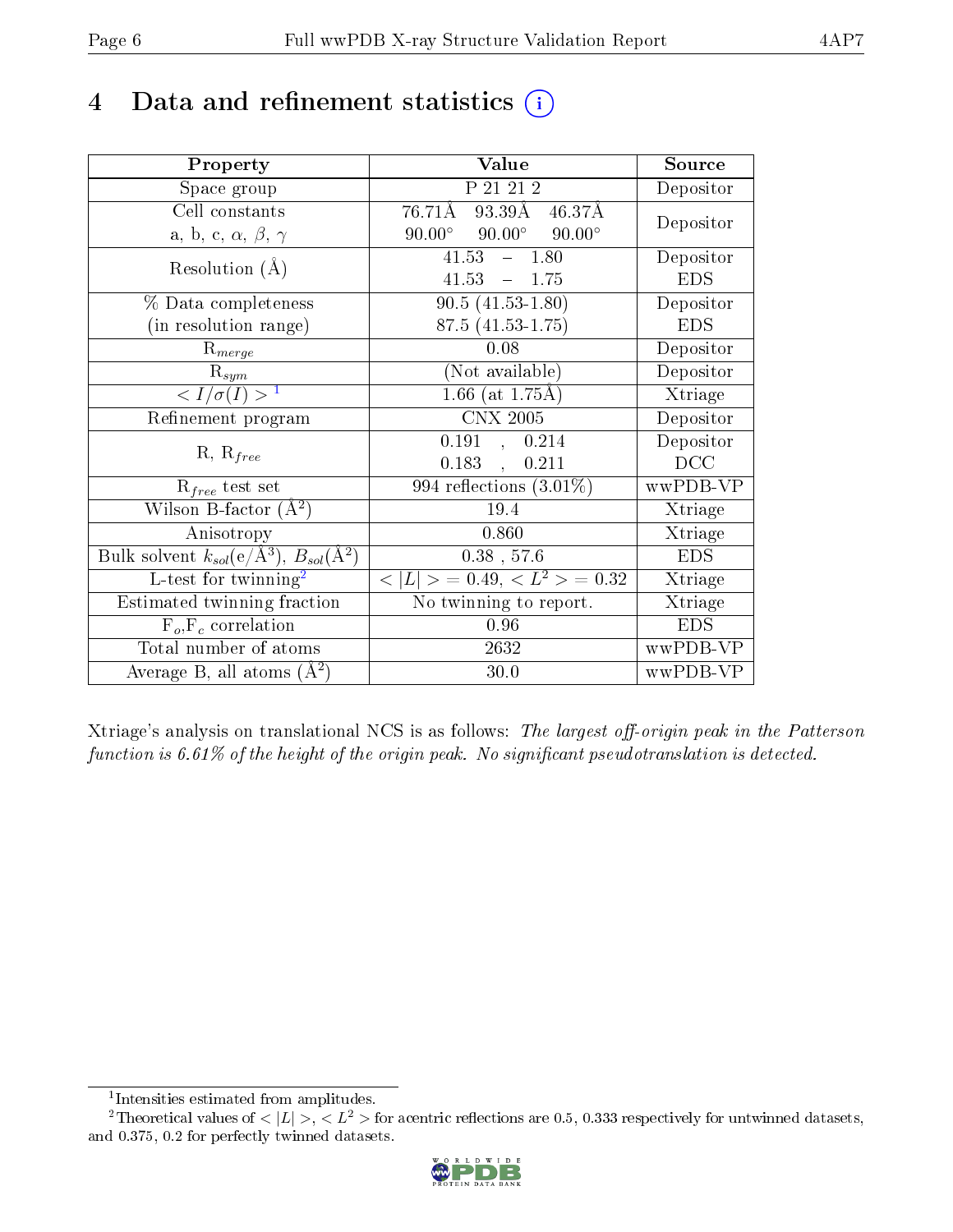# 4 Data and refinement statistics (i)

| Property | Value | Source |
|---|---|---|
| Space group | P 21 21 2 | Depositor |
| Cell constants<br>a, b, c, $\alpha$, $\beta$, $\gamma$ | 76.71Å 93.39Å 46.37Å<br>90.00° 90.00° 90.00° | Depositor |
| Resolution (Å) | 41.53 – 1.80<br>41.53 – 1.75 | Depositor<br>EDS |
| % Data completeness<br>(in resolution range) | 90.5 (41.53-1.80)<br>87.5 (41.53-1.75) | Depositor<br>EDS |
| $R_{merge}$ | 0.08 | Depositor |
| $R_{sym}$ | (Not available) | Depositor |
| $< I/\sigma(I) >$ [1] | 1.66 (at 1.75Å) | Xtriage |
| Refinement program | CNX 2005 | Depositor |
| R, $R_{free}$ | 0.191 , 0.214<br>0.183 , 0.211 | Depositor<br>DCC |
| $R_{free}$ test set | 994 reflections (3.01%) | wwPDB-VP |
| Wilson B-factor (Å$^2$) | 19.4 | Xtriage |
| Anisotropy | 0.860 | Xtriage |
| Bulk solvent $k_{sol}$(e/Å$^3$), $B_{sol}$(Å$^2$) | 0.38 , 57.6 | EDS |
| L-test for twinning[2] | $< \vert L \vert > = 0.49$, $< L^2 > = 0.32$ | Xtriage |
| Estimated twinning fraction | No twinning to report. | Xtriage |
| $F_o$,$F_c$ correlation | 0.96 | EDS |
| Total number of atoms | 2632 | wwPDB-VP |
| Average B, all atoms (Å$^2$) | 30.0 | wwPDB-VP |

Xtriage's analysis on translational NCS is as follows: *The largest off-origin peak in the Patterson function is 6.61% of the height of the origin peak. No significant pseudotranslation is detected.*

[1] Intensities estimated from amplitudes.

[2] Theoretical values of $< \vert L \vert >$, $< L^2 >$ for acentric reflections are 0.5, 0.333 respectively for untwinned datasets, and 0.375, 0.2 for perfectly twinned datasets.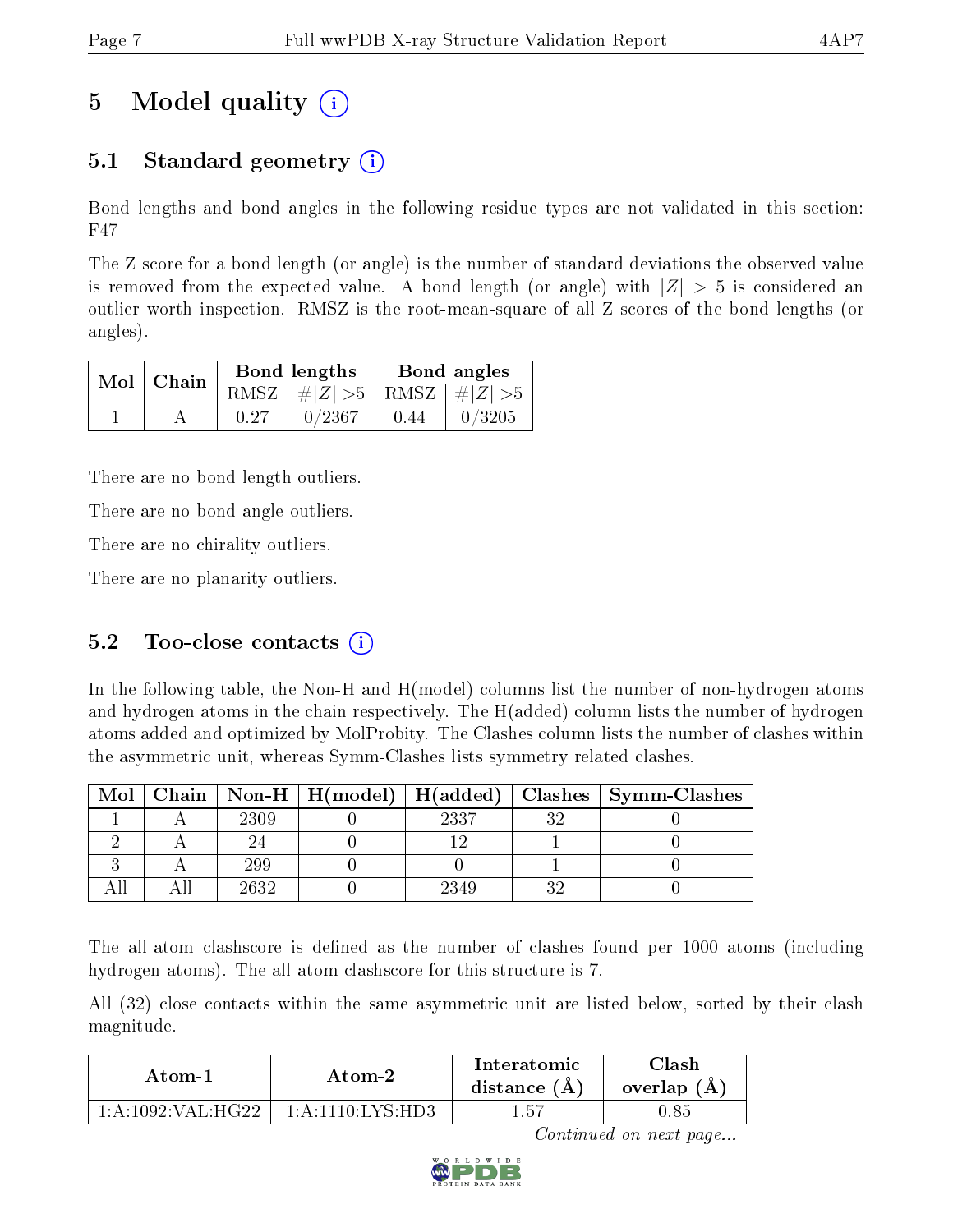# 5 Model quality (i)

## 5.1 Standard geometry (i)

Bond lengths and bond angles in the following residue types are not validated in this section: F47

The Z score for a bond length (or angle) is the number of standard deviations the observed value is removed from the expected value. A bond length (or angle) with $|Z| > 5$ is considered an outlier worth inspection. RMSZ is the root-mean-square of all Z scores of the bond lengths (or angles).

| Mol | Chain | Bond lengths | | Bond angles | |
|---|---|---|---|---|---|
| | | RMSZ | $\#\|Z\| > 5$ | RMSZ | $\#\|Z\| > 5$ |
| 1 | A | 0.27 | 0/2367 | 0.44 | 0/3205 |

There are no bond length outliers.

There are no bond angle outliers.

There are no chirality outliers.

There are no planarity outliers.

## 5.2 Too-close contacts (i)

In the following table, the Non-H and H(model) columns list the number of non-hydrogen atoms and hydrogen atoms in the chain respectively. The H(added) column lists the number of hydrogen atoms added and optimized by MolProbity. The Clashes column lists the number of clashes within the asymmetric unit, whereas Symm-Clashes lists symmetry related clashes.

| Mol | Chain | Non-H | H(model) | H(added) | Clashes | Symm-Clashes |
|---|---|---|---|---|---|---|
| 1 | A | 2309 | 0 | 2337 | 32 | 0 |
| 2 | A | 24 | 0 | 12 | 1 | 0 |
| 3 | A | 299 | 0 | 0 | 1 | 0 |
| All | All | 2632 | 0 | 2349 | 32 | 0 |

The all-atom clashscore is defined as the number of clashes found per 1000 atoms (including hydrogen atoms). The all-atom clashscore for this structure is 7.

All (32) close contacts within the same asymmetric unit are listed below, sorted by their clash magnitude.

| Atom-1 | Atom-2 | Interatomic distance (Å) | Clash overlap (Å) |
|---|---|---|---|
| 1:A:1092:VAL:HG22 | 1:A:1110:LYS:HD3 | 1.57 | 0.85 |

*Continued on next page...*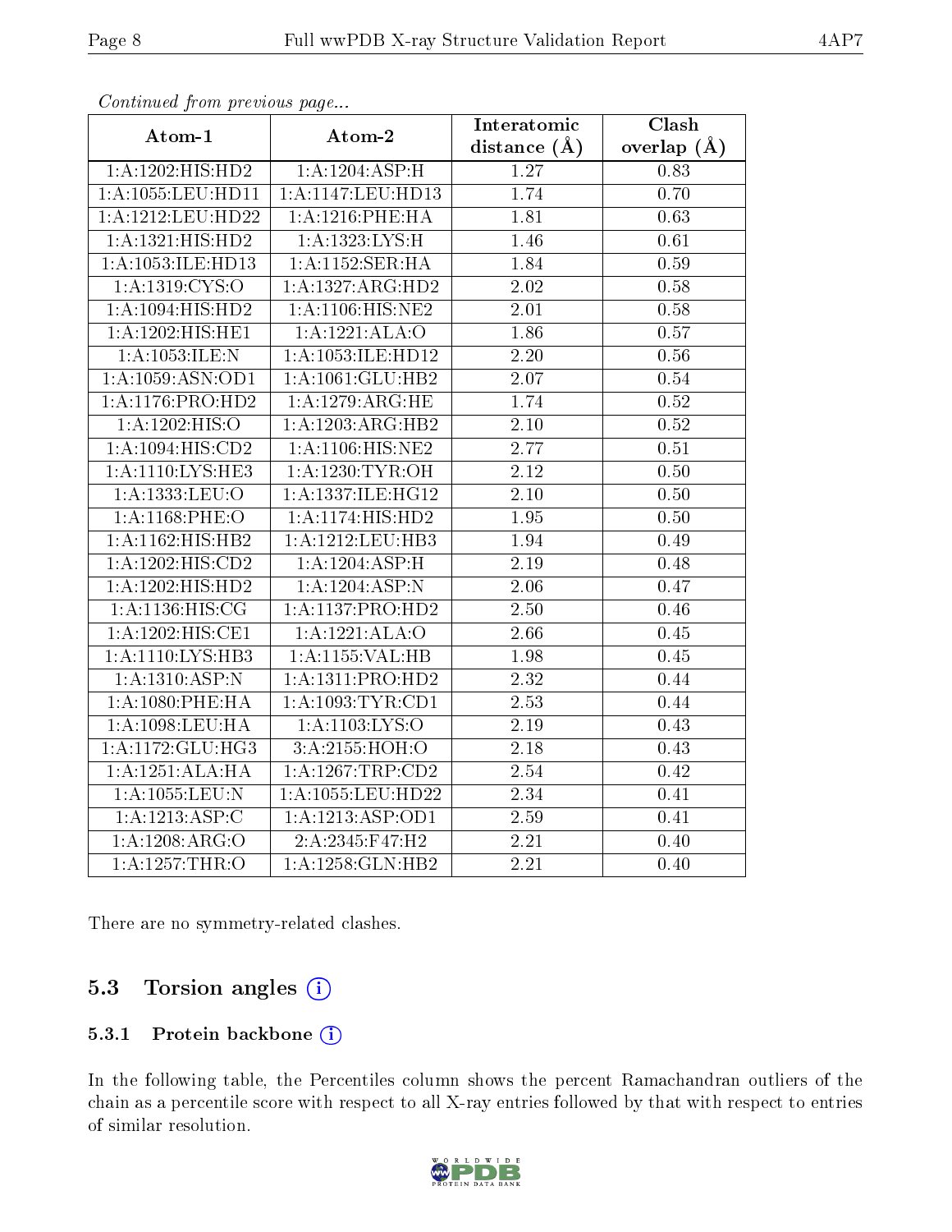*Continued from previous page...*

| Atom-1 | Atom-2 | Interatomic distance (Å) | Clash overlap (Å) |
|---|---|---|---|
| 1:A:1202:HIS:HD2 | 1:A:1204:ASP:H | 1.27 | 0.83 |
| 1:A:1055:LEU:HD11 | 1:A:1147:LEU:HD13 | 1.74 | 0.70 |
| 1:A:1212:LEU:HD22 | 1:A:1216:PHE:HA | 1.81 | 0.63 |
| 1:A:1321:HIS:HD2 | 1:A:1323:LYS:H | 1.46 | 0.61 |
| 1:A:1053:ILE:HD13 | 1:A:1152:SER:HA | 1.84 | 0.59 |
| 1:A:1319:CYS:O | 1:A:1327:ARG:HD2 | 2.02 | 0.58 |
| 1:A:1094:HIS:HD2 | 1:A:1106:HIS:NE2 | 2.01 | 0.58 |
| 1:A:1202:HIS:HE1 | 1:A:1221:ALA:O | 1.86 | 0.57 |
| 1:A:1053:ILE:N | 1:A:1053:ILE:HD12 | 2.20 | 0.56 |
| 1:A:1059:ASN:OD1 | 1:A:1061:GLU:HB2 | 2.07 | 0.54 |
| 1:A:1176:PRO:HD2 | 1:A:1279:ARG:HE | 1.74 | 0.52 |
| 1:A:1202:HIS:O | 1:A:1203:ARG:HB2 | 2.10 | 0.52 |
| 1:A:1094:HIS:CD2 | 1:A:1106:HIS:NE2 | 2.77 | 0.51 |
| 1:A:1110:LYS:HE3 | 1:A:1230:TYR:OH | 2.12 | 0.50 |
| 1:A:1333:LEU:O | 1:A:1337:ILE:HG12 | 2.10 | 0.50 |
| 1:A:1168:PHE:O | 1:A:1174:HIS:HD2 | 1.95 | 0.50 |
| 1:A:1162:HIS:HB2 | 1:A:1212:LEU:HB3 | 1.94 | 0.49 |
| 1:A:1202:HIS:CD2 | 1:A:1204:ASP:H | 2.19 | 0.48 |
| 1:A:1202:HIS:HD2 | 1:A:1204:ASP:N | 2.06 | 0.47 |
| 1:A:1136:HIS:CG | 1:A:1137:PRO:HD2 | 2.50 | 0.46 |
| 1:A:1202:HIS:CE1 | 1:A:1221:ALA:O | 2.66 | 0.45 |
| 1:A:1110:LYS:HB3 | 1:A:1155:VAL:HB | 1.98 | 0.45 |
| 1:A:1310:ASP:N | 1:A:1311:PRO:HD2 | 2.32 | 0.44 |
| 1:A:1080:PHE:HA | 1:A:1093:TYR:CD1 | 2.53 | 0.44 |
| 1:A:1098:LEU:HA | 1:A:1103:LYS:O | 2.19 | 0.43 |
| 1:A:1172:GLU:HG3 | 3:A:2155:HOH:O | 2.18 | 0.43 |
| 1:A:1251:ALA:HA | 1:A:1267:TRP:CD2 | 2.54 | 0.42 |
| 1:A:1055:LEU:N | 1:A:1055:LEU:HD22 | 2.34 | 0.41 |
| 1:A:1213:ASP:C | 1:A:1213:ASP:OD1 | 2.59 | 0.41 |
| 1:A:1208:ARG:O | 2:A:2345:F47:H2 | 2.21 | 0.40 |
| 1:A:1257:THR:O | 1:A:1258:GLN:HB2 | 2.21 | 0.40 |

There are no symmetry-related clashes.

## 5.3 Torsion angles

### 5.3.1 Protein backbone

In the following table, the Percentiles column shows the percent Ramachandran outliers of the chain as a percentile score with respect to all X-ray entries followed by that with respect to entries of similar resolution.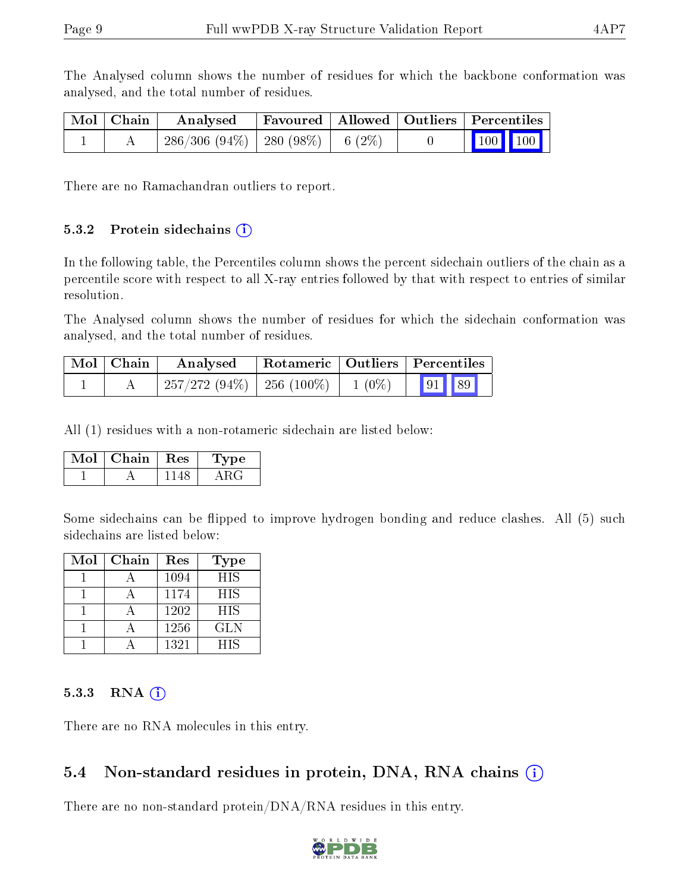The Analysed column shows the number of residues for which the backbone conformation was analysed, and the total number of residues.

| Mol | Chain | Analysed | Favoured | Allowed | Outliers | Percentiles | |
|---|---|---|---|---|---|---|---|
| 1 | A | 286/306 (94%) | 280 (98%) | 6 (2%) | 0 | 100 | 100 |

There are no Ramachandran outliers to report.

### 5.3.2 Protein sidechains

In the following table, the Percentiles column shows the percent sidechain outliers of the chain as a percentile score with respect to all X-ray entries followed by that with respect to entries of similar resolution.

The Analysed column shows the number of residues for which the sidechain conformation was analysed, and the total number of residues.

| Mol | Chain | Analysed | Rotameric | Outliers | Percentiles | |
|---|---|---|---|---|---|---|
| 1 | A | 257/272 (94%) | 256 (100%) | 1 (0%) | 91 | 89 |

All (1) residues with a non-rotameric sidechain are listed below:

| Mol | Chain | Res | Type |
|---|---|---|---|
| 1 | A | 1148 | ARG |

Some sidechains can be flipped to improve hydrogen bonding and reduce clashes. All (5) such sidechains are listed below:

| Mol | Chain | Res | Type |
|---|---|---|---|
| 1 | A | 1094 | HIS |
| 1 | A | 1174 | HIS |
| 1 | A | 1202 | HIS |
| 1 | A | 1256 | GLN |
| 1 | A | 1321 | HIS |

### 5.3.3 RNA

There are no RNA molecules in this entry.

## 5.4 Non-standard residues in protein, DNA, RNA chains

There are no non-standard protein/DNA/RNA residues in this entry.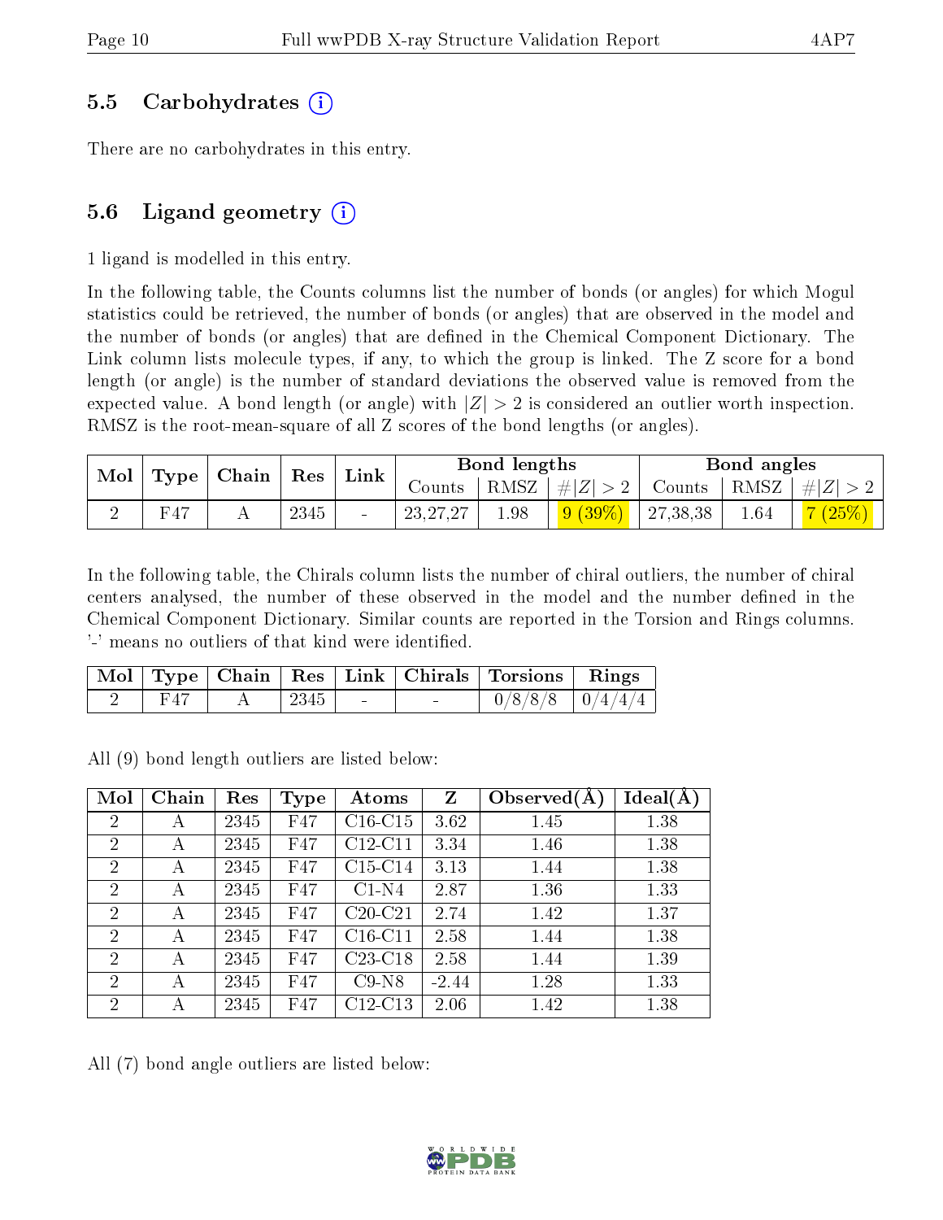## 5.5 Carbohydrates (i)

There are no carbohydrates in this entry.

## 5.6 Ligand geometry (i)

1 ligand is modelled in this entry.

In the following table, the Counts columns list the number of bonds (or angles) for which Mogul statistics could be retrieved, the number of bonds (or angles) that are observed in the model and the number of bonds (or angles) that are defined in the Chemical Component Dictionary. The Link column lists molecule types, if any, to which the group is linked. The Z score for a bond length (or angle) is the number of standard deviations the observed value is removed from the expected value. A bond length (or angle) with $|Z| > 2$ is considered an outlier worth inspection. RMSZ is the root-mean-square of all Z scores of the bond lengths (or angles).

| Mol | Type | Chain | Res | Link | Bond lengths | | | Bond angles | | |
|---|---|---|---|---|---|---|---|---|---|---|
| | | | | | Counts | RMSZ | $\#\|Z\| > 2$ | Counts | RMSZ | $\#\|Z\| > 2$ |
| 2 | F47 | A | 2345 | - | 23,27,27 | 1.98 | 9 (39%) | 27,38,38 | 1.64 | 7 (25%) |

In the following table, the Chirals column lists the number of chiral outliers, the number of chiral centers analysed, the number of these observed in the model and the number defined in the Chemical Component Dictionary. Similar counts are reported in the Torsion and Rings columns. '-' means no outliers of that kind were identified.

| Mol | Type | Chain | Res | Link | Chirals | Torsions | Rings |
|---|---|---|---|---|---|---|---|
| 2 | F47 | A | 2345 | - | - | 0/8/8/8 | 0/4/4/4 |

All (9) bond length outliers are listed below:

| Mol | Chain | Res | Type | Atoms | Z | Observed(Å) | Ideal(Å) |
|---|---|---|---|---|---|---|---|
| 2 | A | 2345 | F47 | C16-C15 | 3.62 | 1.45 | 1.38 |
| 2 | A | 2345 | F47 | C12-C11 | 3.34 | 1.46 | 1.38 |
| 2 | A | 2345 | F47 | C15-C14 | 3.13 | 1.44 | 1.38 |
| 2 | A | 2345 | F47 | C1-N4 | 2.87 | 1.36 | 1.33 |
| 2 | A | 2345 | F47 | C20-C21 | 2.74 | 1.42 | 1.37 |
| 2 | A | 2345 | F47 | C16-C11 | 2.58 | 1.44 | 1.38 |
| 2 | A | 2345 | F47 | C23-C18 | 2.58 | 1.44 | 1.39 |
| 2 | A | 2345 | F47 | C9-N8 | -2.44 | 1.28 | 1.33 |
| 2 | A | 2345 | F47 | C12-C13 | 2.06 | 1.42 | 1.38 |

All (7) bond angle outliers are listed below: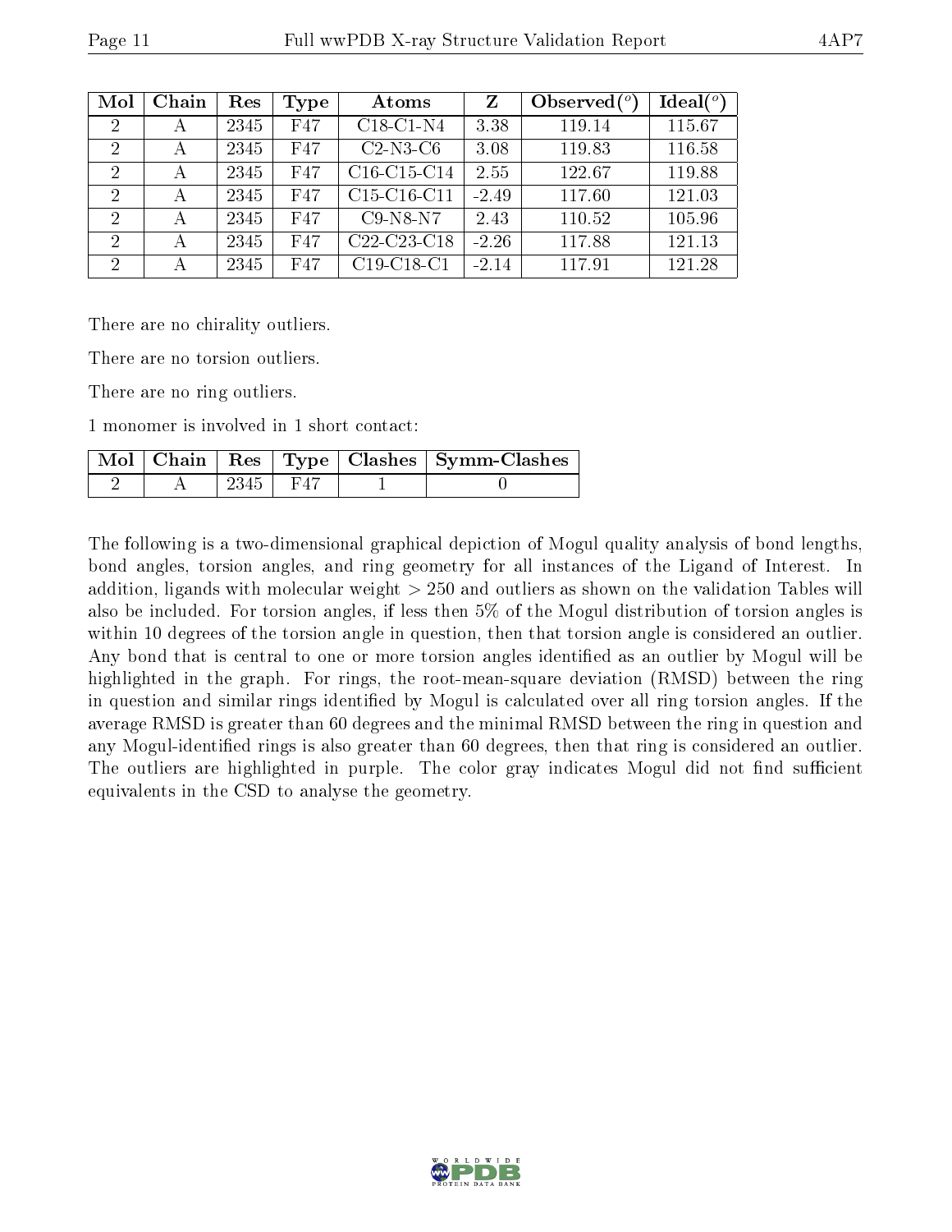| Mol | Chain | Res | Type | Atoms | Z | Observed(°) | Ideal(°) |
|---|---|---|---|---|---|---|---|
| 2 | A | 2345 | F47 | C18-C1-N4 | 3.38 | 119.14 | 115.67 |
| 2 | A | 2345 | F47 | C2-N3-C6 | 3.08 | 119.83 | 116.58 |
| 2 | A | 2345 | F47 | C16-C15-C14 | 2.55 | 122.67 | 119.88 |
| 2 | A | 2345 | F47 | C15-C16-C11 | -2.49 | 117.60 | 121.03 |
| 2 | A | 2345 | F47 | C9-N8-N7 | 2.43 | 110.52 | 105.96 |
| 2 | A | 2345 | F47 | C22-C23-C18 | -2.26 | 117.88 | 121.13 |
| 2 | A | 2345 | F47 | C19-C18-C1 | -2.14 | 117.91 | 121.28 |

There are no chirality outliers.

There are no torsion outliers.

There are no ring outliers.

1 monomer is involved in 1 short contact:

| Mol | Chain | Res | Type | Clashes | Symm-Clashes |
|---|---|---|---|---|---|
| 2 | A | 2345 | F47 | 1 | 0 |

The following is a two-dimensional graphical depiction of Mogul quality analysis of bond lengths, bond angles, torsion angles, and ring geometry for all instances of the Ligand of Interest. In addition, ligands with molecular weight > 250 and outliers as shown on the validation Tables will also be included. For torsion angles, if less then 5% of the Mogul distribution of torsion angles is within 10 degrees of the torsion angle in question, then that torsion angle is considered an outlier. Any bond that is central to one or more torsion angles identified as an outlier by Mogul will be highlighted in the graph. For rings, the root-mean-square deviation (RMSD) between the ring in question and similar rings identified by Mogul is calculated over all ring torsion angles. If the average RMSD is greater than 60 degrees and the minimal RMSD between the ring in question and any Mogul-identified rings is also greater than 60 degrees, then that ring is considered an outlier. The outliers are highlighted in purple. The color gray indicates Mogul did not find sufficient equivalents in the CSD to analyse the geometry.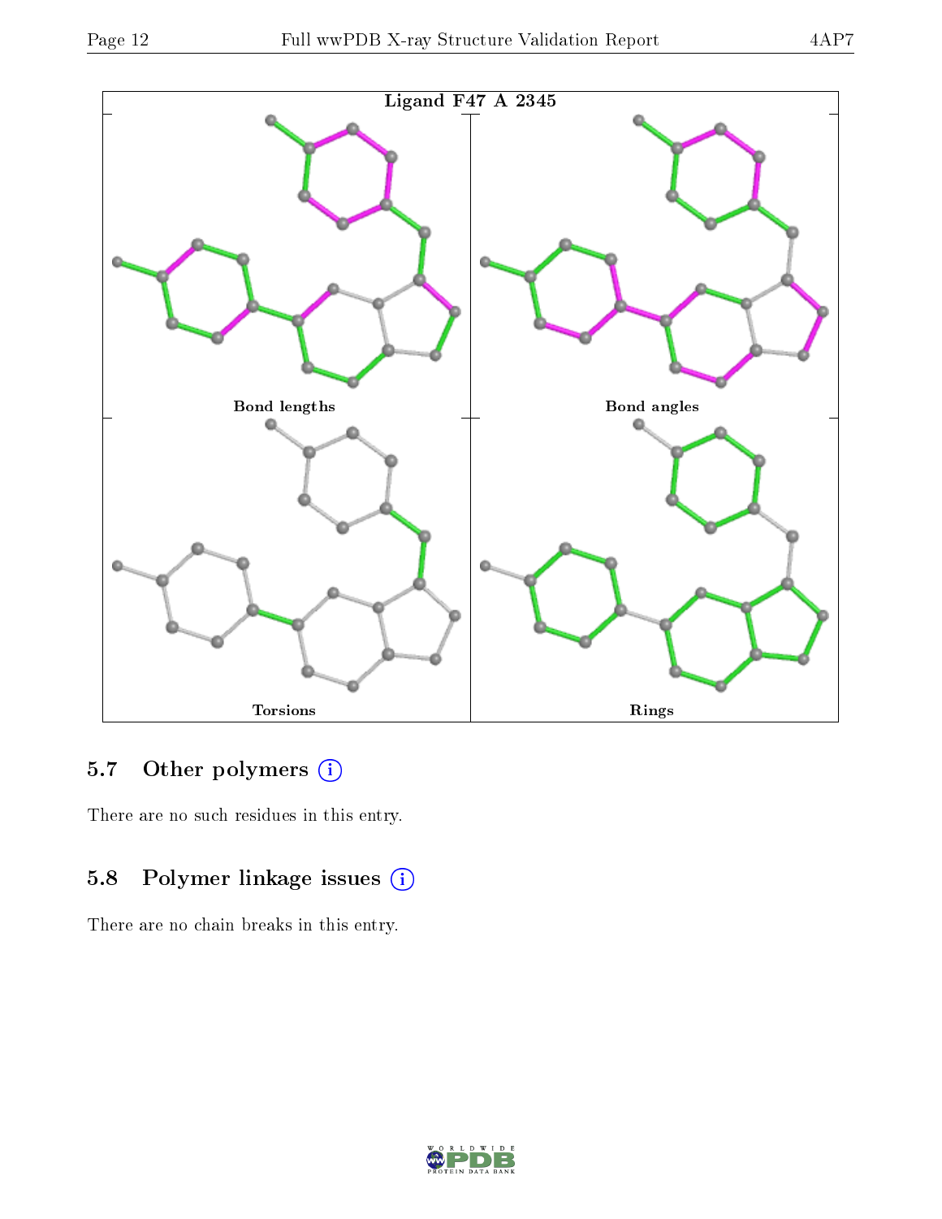Ligand F47 A 2345

Bond lengths

Bond angles

Torsions

Rings

## 5.7 Other polymers

There are no such residues in this entry.

## 5.8 Polymer linkage issues

There are no chain breaks in this entry.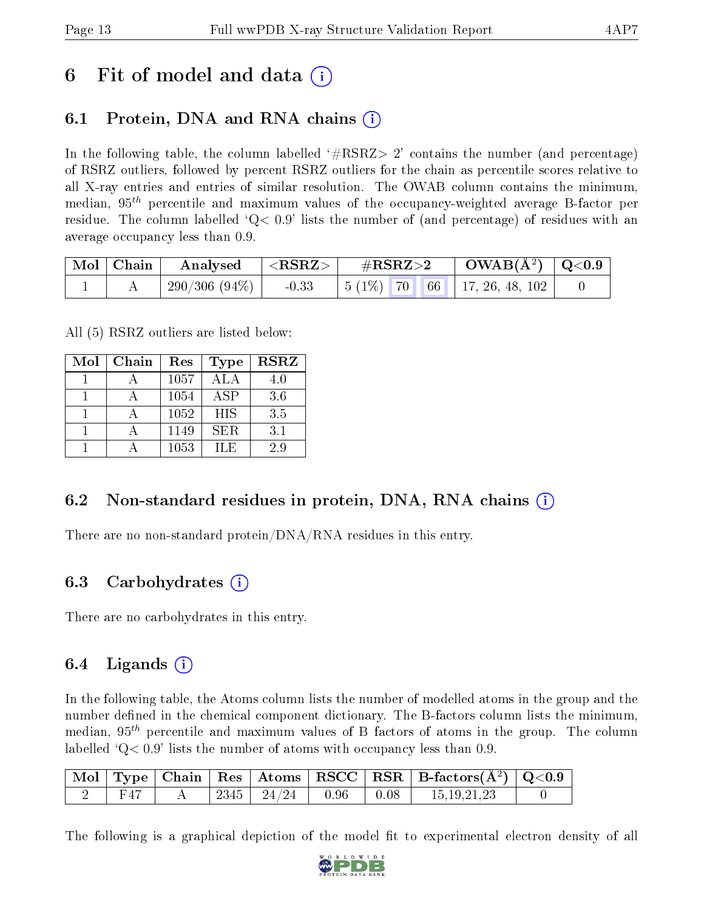# 6 Fit of model and data

## 6.1 Protein, DNA and RNA chains

In the following table, the column labelled '#RSRZ> 2' contains the number (and percentage) of RSRZ outliers, followed by percent RSRZ outliers for the chain as percentile scores relative to all X-ray entries and entries of similar resolution. The OWAB column contains the minimum, median, $95^{th}$ percentile and maximum values of the occupancy-weighted average B-factor per residue. The column labelled 'Q< 0.9' lists the number of (and percentage) of residues with an average occupancy less than 0.9.

| Mol | Chain | Analysed | <RSRZ> | #RSRZ>2 | | | OWAB(Å$^2$) | Q<0.9 |
|---|---|---|---|---|---|---|---|---|
| 1 | A | 290/306 (94%) | -0.33 | 5 (1%) | 70 | 66 | 17, 26, 48, 102 | 0 |

All (5) RSRZ outliers are listed below:

| Mol | Chain | Res | Type | RSRZ |
|---|---|---|---|---|
| 1 | A | 1057 | ALA | 4.0 |
| 1 | A | 1054 | ASP | 3.6 |
| 1 | A | 1052 | HIS | 3.5 |
| 1 | A | 1149 | SER | 3.1 |
| 1 | A | 1053 | ILE | 2.9 |

## 6.2 Non-standard residues in protein, DNA, RNA chains

There are no non-standard protein/DNA/RNA residues in this entry.

## 6.3 Carbohydrates

There are no carbohydrates in this entry.

## 6.4 Ligands

In the following table, the Atoms column lists the number of modelled atoms in the group and the number defined in the chemical component dictionary. The B-factors column lists the minimum, median, $95^{th}$ percentile and maximum values of B factors of atoms in the group. The column labelled 'Q< 0.9' lists the number of atoms with occupancy less than 0.9.

| Mol | Type | Chain | Res | Atoms | RSCC | RSR | B-factors(Å$^2$) | Q<0.9 |
|---|---|---|---|---|---|---|---|---|
| 2 | F47 | A | 2345 | 24/24 | 0.96 | 0.08 | 15,19,21,23 | 0 |

The following is a graphical depiction of the model fit to experimental electron density of all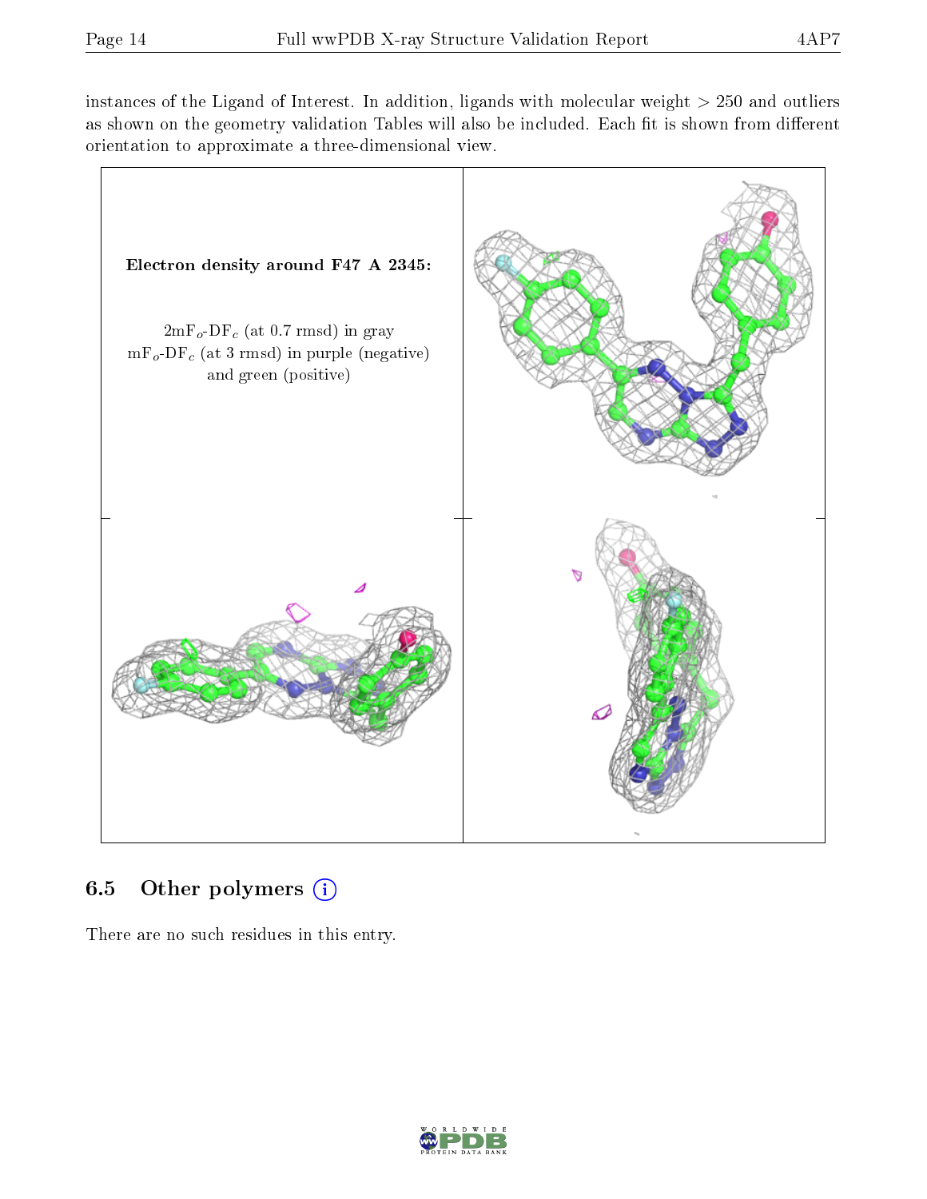instances of the Ligand of Interest. In addition, ligands with molecular weight > 250 and outliers as shown on the geometry validation Tables will also be included. Each fit is shown from different orientation to approximate a three-dimensional view.

**Electron density around F47 A 2345:**

$2mF_o$-$DF_c$ (at 0.7 rmsd) in gray
$mF_o$-$DF_c$ (at 3 rmsd) in purple (negative) and green (positive)

## 6.5 Other polymers

There are no such residues in this entry.